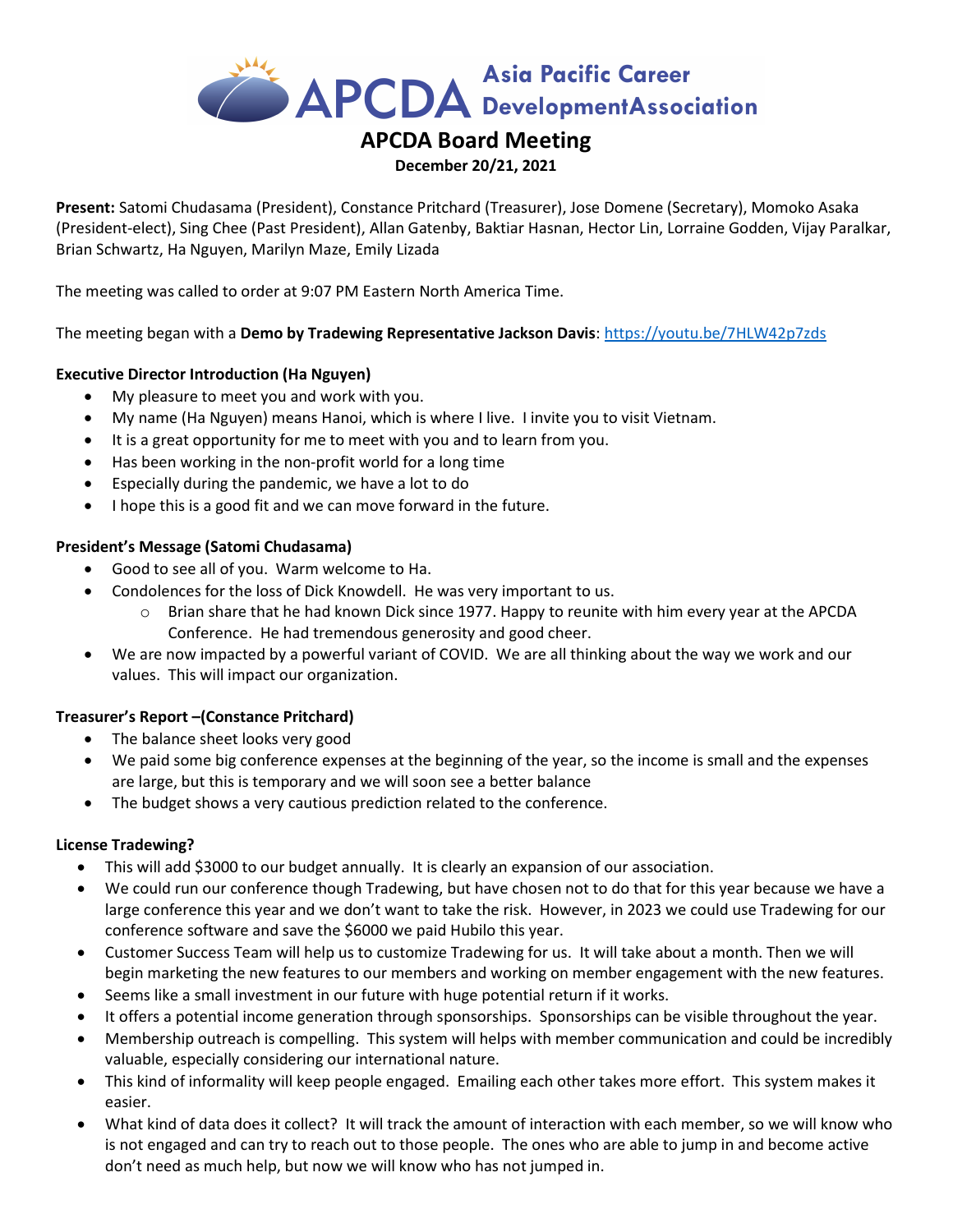# APCDA Asia Pacific Career DevelopmentAssociation

## APCDA Board Meeting

**December 20/21, 2021**

**Present:** Satomi Chudasama (President), Constance Pritchard (Treasurer), Jose Domene (Secretary), Momoko Asaka (President-elect), Sing Chee (Past President), Allan Gatenby, Baktiar Hasnan, Hector Lin, Lorraine Godden, Vijay Paralkar, Brian Schwartz, Ha Nguyen, Marilyn Maze, Emily Lizada

The meeting was called to order at 9:07 PM Eastern North America Time.

The meeting began with a **Demo by Tradewing Representative Jackson Davis**: https://youtu.be/7HLW42p7zds

### Executive Director Introduction (Ha Nguyen)

- My pleasure to meet you and work with you.
- My name (Ha Nguyen) means Hanoi, which is where I live. I invite you to visit Vietnam.
- It is a great opportunity for me to meet with you and to learn from you.
- Has been working in the non-profit world for a long time
- Especially during the pandemic, we have a lot to do
- I hope this is a good fit and we can move forward in the future.

### President's Message (Satomi Chudasama)

- Good to see all of you. Warm welcome to Ha.
- Condolences for the loss of Dick Knowdell. He was very important to us.
  - Brian share that he had known Dick since 1977. Happy to reunite with him every year at the APCDA Conference. He had tremendous generosity and good cheer.
- We are now impacted by a powerful variant of COVID. We are all thinking about the way we work and our values. This will impact our organization.

### Treasurer's Report –(Constance Pritchard)

- The balance sheet looks very good
- We paid some big conference expenses at the beginning of the year, so the income is small and the expenses are large, but this is temporary and we will soon see a better balance
- The budget shows a very cautious prediction related to the conference.

### License Tradewing?

- This will add $3000 to our budget annually. It is clearly an expansion of our association.
- We could run our conference though Tradewing, but have chosen not to do that for this year because we have a large conference this year and we don't want to take the risk. However, in 2023 we could use Tradewing for our conference software and save the $6000 we paid Hubilo this year.
- Customer Success Team will help us to customize Tradewing for us. It will take about a month. Then we will begin marketing the new features to our members and working on member engagement with the new features.
- Seems like a small investment in our future with huge potential return if it works.
- It offers a potential income generation through sponsorships. Sponsorships can be visible throughout the year.
- Membership outreach is compelling. This system will helps with member communication and could be incredibly valuable, especially considering our international nature.
- This kind of informality will keep people engaged. Emailing each other takes more effort. This system makes it easier.
- What kind of data does it collect? It will track the amount of interaction with each member, so we will know who is not engaged and can try to reach out to those people. The ones who are able to jump in and become active don't need as much help, but now we will know who has not jumped in.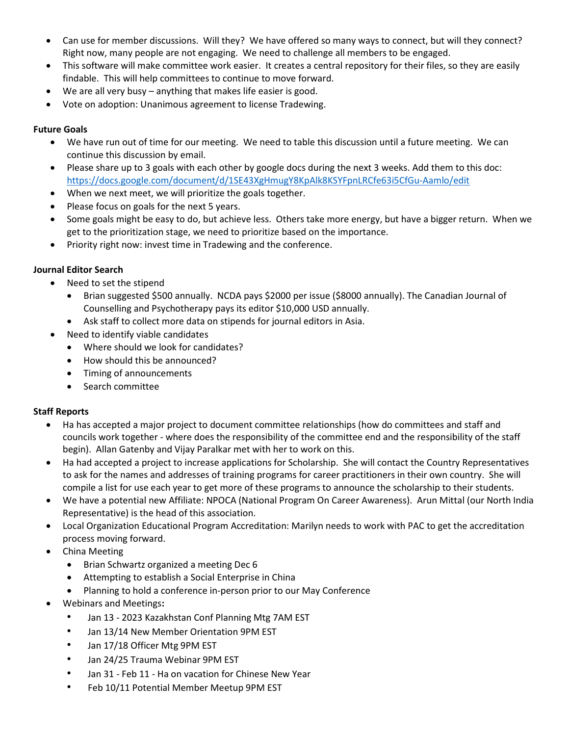- Can use for member discussions. Will they? We have offered so many ways to connect, but will they connect? Right now, many people are not engaging. We need to challenge all members to be engaged.
- This software will make committee work easier. It creates a central repository for their files, so they are easily findable. This will help committees to continue to move forward.
- We are all very busy – anything that makes life easier is good.
- Vote on adoption: Unanimous agreement to license Tradewing.

**Future Goals**

- We have run out of time for our meeting. We need to table this discussion until a future meeting. We can continue this discussion by email.
- Please share up to 3 goals with each other by google docs during the next 3 weeks. Add them to this doc: https://docs.google.com/document/d/1SE43XgHmugY8KpAlk8KSYFpnLRCfe63i5CfGu-Aamlo/edit
- When we next meet, we will prioritize the goals together.
- Please focus on goals for the next 5 years.
- Some goals might be easy to do, but achieve less. Others take more energy, but have a bigger return. When we get to the prioritization stage, we need to prioritize based on the importance.
- Priority right now: invest time in Tradewing and the conference.

**Journal Editor Search**

- Need to set the stipend
  - Brian suggested $500 annually. NCDA pays $2000 per issue ($8000 annually). The Canadian Journal of Counselling and Psychotherapy pays its editor $10,000 USD annually.
  - Ask staff to collect more data on stipends for journal editors in Asia.
- Need to identify viable candidates
  - Where should we look for candidates?
  - How should this be announced?
  - Timing of announcements
  - Search committee

**Staff Reports**

- Ha has accepted a major project to document committee relationships (how do committees and staff and councils work together - where does the responsibility of the committee end and the responsibility of the staff begin). Allan Gatenby and Vijay Paralkar met with her to work on this.
- Ha had accepted a project to increase applications for Scholarship. She will contact the Country Representatives to ask for the names and addresses of training programs for career practitioners in their own country. She will compile a list for use each year to get more of these programs to announce the scholarship to their students.
- We have a potential new Affiliate: NPOCA (National Program On Career Awareness). Arun Mittal (our North India Representative) is the head of this association.
- Local Organization Educational Program Accreditation: Marilyn needs to work with PAC to get the accreditation process moving forward.
- China Meeting
  - Brian Schwartz organized a meeting Dec 6
  - Attempting to establish a Social Enterprise in China
  - Planning to hold a conference in-person prior to our May Conference
- Webinars and Meetings**:**
  - Jan 13 - 2023 Kazakhstan Conf Planning Mtg 7AM EST
  - Jan 13/14 New Member Orientation 9PM EST
  - Jan 17/18 Officer Mtg 9PM EST
  - Jan 24/25 Trauma Webinar 9PM EST
  - Jan 31 - Feb 11 - Ha on vacation for Chinese New Year
  - Feb 10/11 Potential Member Meetup 9PM EST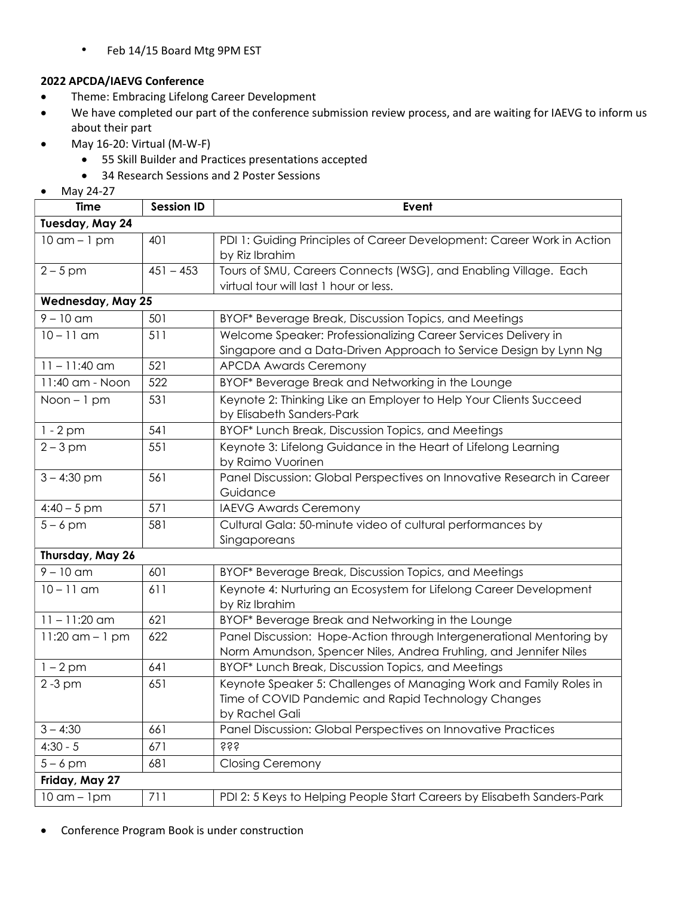- Feb 14/15 Board Mtg 9PM EST

**2022 APCDA/IAEVG Conference**

- Theme: Embracing Lifelong Career Development
- We have completed our part of the conference submission review process, and are waiting for IAEVG to inform us about their part
- May 16-20: Virtual (M-W-F)
  - 55 Skill Builder and Practices presentations accepted
  - 34 Research Sessions and 2 Poster Sessions
- May 24-27

| Time | Session ID | Event |
|---|---|---|
| **Tuesday, May 24** | | |
| 10 am – 1 pm | 401 | PDI 1: Guiding Principles of Career Development: Career Work in Action by Riz Ibrahim |
| 2 – 5 pm | 451 – 453 | Tours of SMU, Careers Connects (WSG), and Enabling Village. Each virtual tour will last 1 hour or less. |
| **Wednesday, May 25** | | |
| 9 – 10 am | 501 | BYOF* Beverage Break, Discussion Topics, and Meetings |
| 10 – 11 am | 511 | Welcome Speaker: Professionalizing Career Services Delivery in Singapore and a Data-Driven Approach to Service Design by Lynn Ng |
| 11 – 11:40 am | 521 | APCDA Awards Ceremony |
| 11:40 am - Noon | 522 | BYOF* Beverage Break and Networking in the Lounge |
| Noon – 1 pm | 531 | Keynote 2: Thinking Like an Employer to Help Your Clients Succeed by Elisabeth Sanders-Park |
| 1 - 2 pm | 541 | BYOF* Lunch Break, Discussion Topics, and Meetings |
| 2 – 3 pm | 551 | Keynote 3: Lifelong Guidance in the Heart of Lifelong Learning by Raimo Vuorinen |
| 3 – 4:30 pm | 561 | Panel Discussion: Global Perspectives on Innovative Research in Career Guidance |
| 4:40 – 5 pm | 571 | IAEVG Awards Ceremony |
| 5 – 6 pm | 581 | Cultural Gala: 50-minute video of cultural performances by Singaporeans |
| **Thursday, May 26** | | |
| 9 – 10 am | 601 | BYOF* Beverage Break, Discussion Topics, and Meetings |
| 10 – 11 am | 611 | Keynote 4: Nurturing an Ecosystem for Lifelong Career Development by Riz Ibrahim |
| 11 – 11:20 am | 621 | BYOF* Beverage Break and Networking in the Lounge |
| 11:20 am – 1 pm | 622 | Panel Discussion: Hope-Action through Intergenerational Mentoring by Norm Amundson, Spencer Niles, Andrea Fruhling, and Jennifer Niles |
| 1 – 2 pm | 641 | BYOF* Lunch Break, Discussion Topics, and Meetings |
| 2 -3 pm | 651 | Keynote Speaker 5: Challenges of Managing Work and Family Roles in Time of COVID Pandemic and Rapid Technology Changes by Rachel Gali |
| 3 – 4:30 | 661 | Panel Discussion: Global Perspectives on Innovative Practices |
| 4:30 - 5 | 671 | ??? |
| 5 – 6 pm | 681 | Closing Ceremony |
| **Friday, May 27** | | |
| 10 am – 1pm | 711 | PDI 2: 5 Keys to Helping People Start Careers by Elisabeth Sanders-Park |

- Conference Program Book is under construction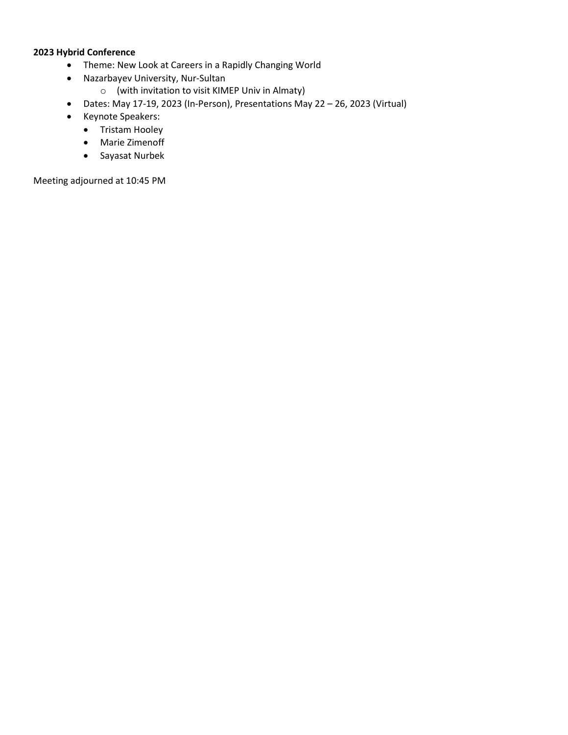**2023 Hybrid Conference**

- Theme: New Look at Careers in a Rapidly Changing World
- Nazarbayev University, Nur-Sultan
  - (with invitation to visit KIMEP Univ in Almaty)
- Dates: May 17-19, 2023 (In-Person), Presentations May 22 – 26, 2023 (Virtual)
- Keynote Speakers:
  - Tristam Hooley
  - Marie Zimenoff
  - Sayasat Nurbek

Meeting adjourned at 10:45 PM